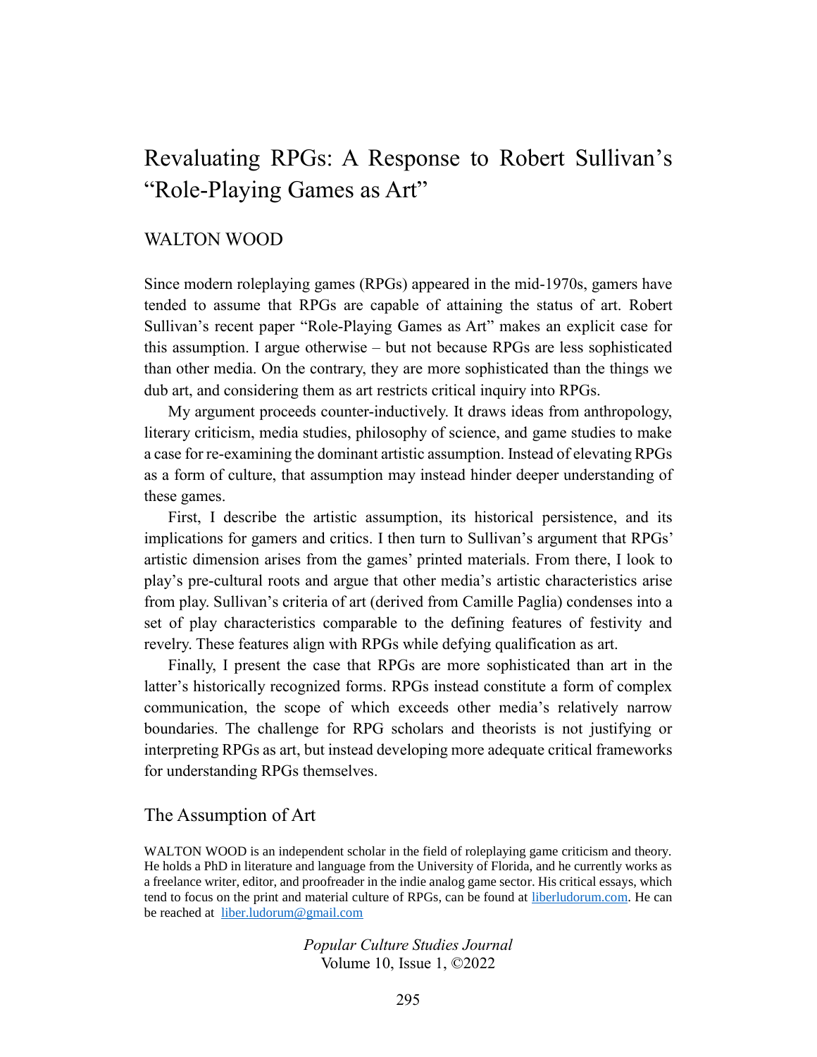# Revaluating RPGs: A Response to Robert Sullivan's "Role-Playing Games as Art"

WALTON WOOD

Since modern roleplaying games (RPGs) appeared in the mid-1970s, gamers have tended to assume that RPGs are capable of attaining the status of art. Robert Sullivan's recent paper "Role-Playing Games as Art" makes an explicit case for this assumption. I argue otherwise – but not because RPGs are less sophisticated than other media. On the contrary, they are more sophisticated than the things we dub art, and considering them as art restricts critical inquiry into RPGs.

My argument proceeds counter-inductively. It draws ideas from anthropology, literary criticism, media studies, philosophy of science, and game studies to make a case for re-examining the dominant artistic assumption. Instead of elevating RPGs as a form of culture, that assumption may instead hinder deeper understanding of these games.

First, I describe the artistic assumption, its historical persistence, and its implications for gamers and critics. I then turn to Sullivan's argument that RPGs' artistic dimension arises from the games' printed materials. From there, I look to play's pre-cultural roots and argue that other media's artistic characteristics arise from play. Sullivan's criteria of art (derived from Camille Paglia) condenses into a set of play characteristics comparable to the defining features of festivity and revelry. These features align with RPGs while defying qualification as art.

Finally, I present the case that RPGs are more sophisticated than art in the latter's historically recognized forms. RPGs instead constitute a form of complex communication, the scope of which exceeds other media's relatively narrow boundaries. The challenge for RPG scholars and theorists is not justifying or interpreting RPGs as art, but instead developing more adequate critical frameworks for understanding RPGs themselves.

## The Assumption of Art

WALTON WOOD is an independent scholar in the field of roleplaying game criticism and theory. He holds a PhD in literature and language from the University of Florida, and he currently works as a freelance writer, editor, and proofreader in the indie analog game sector. His critical essays, which tend to focus on the print and material culture of RPGs, can be found at [liberludorum.com](liberludorum.com). He can be reached at [liber.ludorum@gmail.com](mailto:liber.ludorum@gmail.com)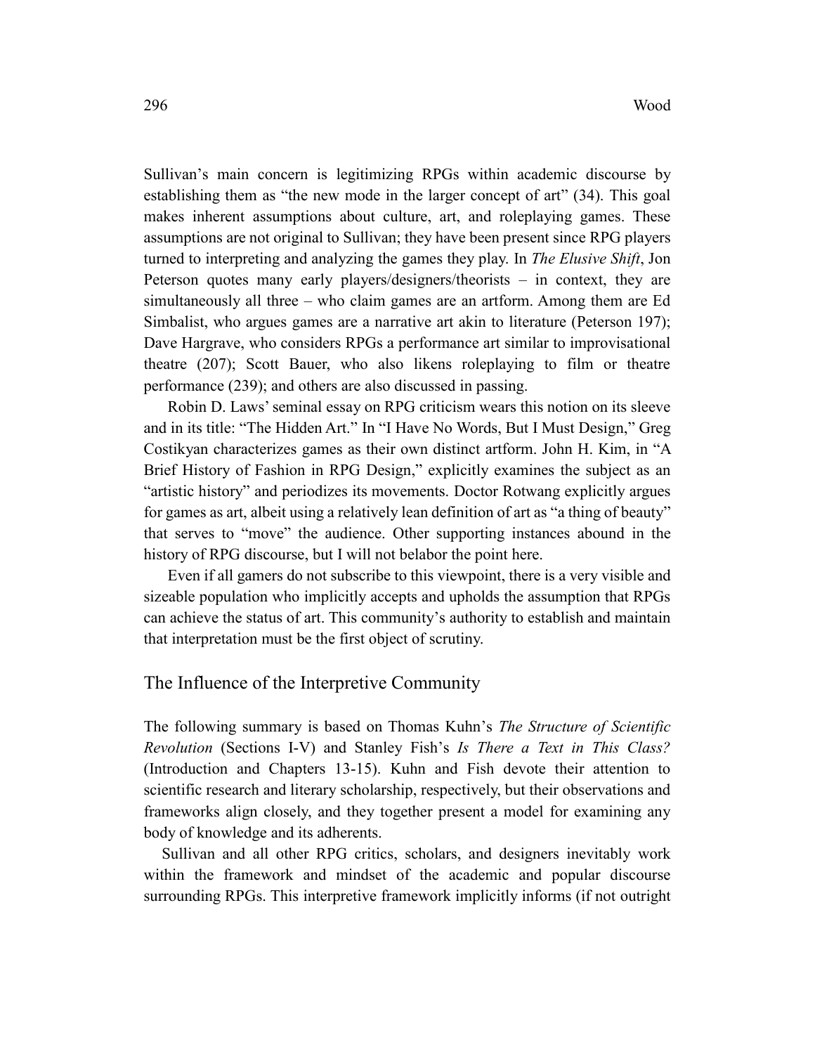Sullivan's main concern is legitimizing RPGs within academic discourse by establishing them as "the new mode in the larger concept of art" (34). This goal makes inherent assumptions about culture, art, and roleplaying games. These assumptions are not original to Sullivan; they have been present since RPG players turned to interpreting and analyzing the games they play. In *The Elusive Shift*, Jon Peterson quotes many early players/designers/theorists – in context, they are simultaneously all three – who claim games are an artform. Among them are Ed Simbalist, who argues games are a narrative art akin to literature (Peterson 197); Dave Hargrave, who considers RPGs a performance art similar to improvisational theatre (207); Scott Bauer, who also likens roleplaying to film or theatre performance (239); and others are also discussed in passing.

Robin D. Laws' seminal essay on RPG criticism wears this notion on its sleeve and in its title: "The Hidden Art." In "I Have No Words, But I Must Design," Greg Costikyan characterizes games as their own distinct artform. John H. Kim, in "A Brief History of Fashion in RPG Design," explicitly examines the subject as an "artistic history" and periodizes its movements. Doctor Rotwang explicitly argues for games as art, albeit using a relatively lean definition of art as "a thing of beauty" that serves to "move" the audience. Other supporting instances abound in the history of RPG discourse, but I will not belabor the point here.

Even if all gamers do not subscribe to this viewpoint, there is a very visible and sizeable population who implicitly accepts and upholds the assumption that RPGs can achieve the status of art. This community's authority to establish and maintain that interpretation must be the first object of scrutiny.

## The Influence of the Interpretive Community

The following summary is based on Thomas Kuhn's *The Structure of Scientific Revolution* (Sections I-V) and Stanley Fish's *Is There a Text in This Class?* (Introduction and Chapters 13-15). Kuhn and Fish devote their attention to scientific research and literary scholarship, respectively, but their observations and frameworks align closely, and they together present a model for examining any body of knowledge and its adherents.

Sullivan and all other RPG critics, scholars, and designers inevitably work within the framework and mindset of the academic and popular discourse surrounding RPGs. This interpretive framework implicitly informs (if not outright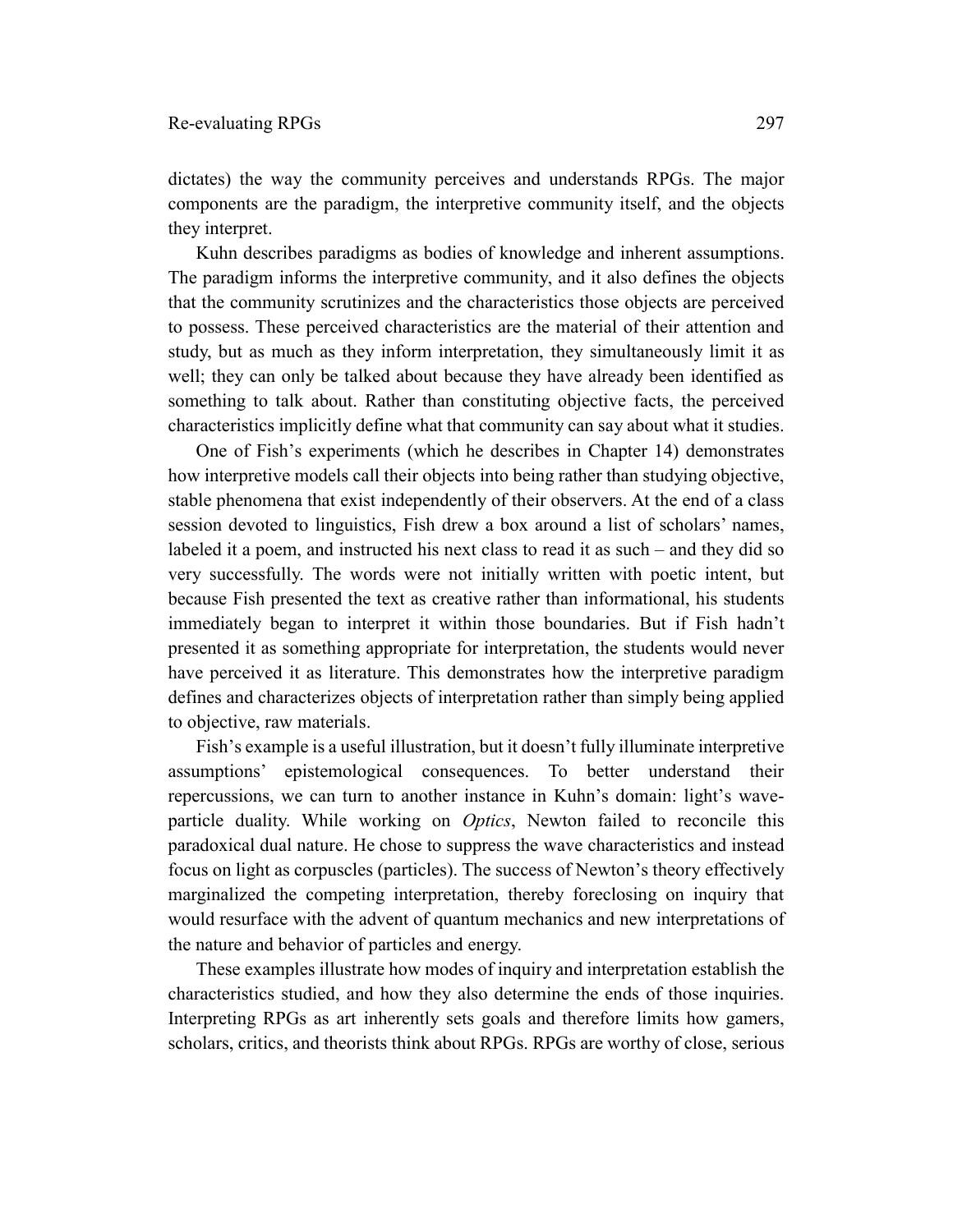dictates) the way the community perceives and understands RPGs. The major components are the paradigm, the interpretive community itself, and the objects they interpret.

Kuhn describes paradigms as bodies of knowledge and inherent assumptions. The paradigm informs the interpretive community, and it also defines the objects that the community scrutinizes and the characteristics those objects are perceived to possess. These perceived characteristics are the material of their attention and study, but as much as they inform interpretation, they simultaneously limit it as well; they can only be talked about because they have already been identified as something to talk about. Rather than constituting objective facts, the perceived characteristics implicitly define what that community can say about what it studies.

One of Fish's experiments (which he describes in Chapter 14) demonstrates how interpretive models call their objects into being rather than studying objective, stable phenomena that exist independently of their observers. At the end of a class session devoted to linguistics, Fish drew a box around a list of scholars' names, labeled it a poem, and instructed his next class to read it as such – and they did so very successfully. The words were not initially written with poetic intent, but because Fish presented the text as creative rather than informational, his students immediately began to interpret it within those boundaries. But if Fish hadn't presented it as something appropriate for interpretation, the students would never have perceived it as literature. This demonstrates how the interpretive paradigm defines and characterizes objects of interpretation rather than simply being applied to objective, raw materials.

Fish's example is a useful illustration, but it doesn't fully illuminate interpretive assumptions' epistemological consequences. To better understand their repercussions, we can turn to another instance in Kuhn's domain: light's wave-particle duality. While working on *Optics*, Newton failed to reconcile this paradoxical dual nature. He chose to suppress the wave characteristics and instead focus on light as corpuscles (particles). The success of Newton's theory effectively marginalized the competing interpretation, thereby foreclosing on inquiry that would resurface with the advent of quantum mechanics and new interpretations of the nature and behavior of particles and energy.

These examples illustrate how modes of inquiry and interpretation establish the characteristics studied, and how they also determine the ends of those inquiries. Interpreting RPGs as art inherently sets goals and therefore limits how gamers, scholars, critics, and theorists think about RPGs. RPGs are worthy of close, serious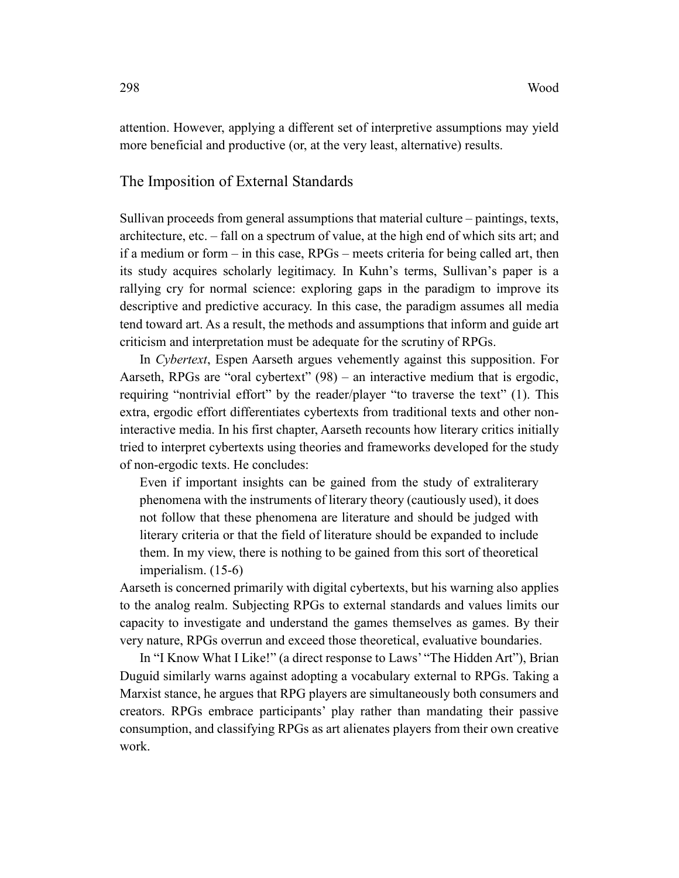attention. However, applying a different set of interpretive assumptions may yield more beneficial and productive (or, at the very least, alternative) results.

## The Imposition of External Standards

Sullivan proceeds from general assumptions that material culture – paintings, texts, architecture, etc. – fall on a spectrum of value, at the high end of which sits art; and if a medium or form – in this case, RPGs – meets criteria for being called art, then its study acquires scholarly legitimacy. In Kuhn's terms, Sullivan's paper is a rallying cry for normal science: exploring gaps in the paradigm to improve its descriptive and predictive accuracy. In this case, the paradigm assumes all media tend toward art. As a result, the methods and assumptions that inform and guide art criticism and interpretation must be adequate for the scrutiny of RPGs.

In *Cybertext*, Espen Aarseth argues vehemently against this supposition. For Aarseth, RPGs are "oral cybertext" (98) – an interactive medium that is ergodic, requiring "nontrivial effort" by the reader/player "to traverse the text" (1). This extra, ergodic effort differentiates cybertexts from traditional texts and other non-interactive media. In his first chapter, Aarseth recounts how literary critics initially tried to interpret cybertexts using theories and frameworks developed for the study of non-ergodic texts. He concludes:

> Even if important insights can be gained from the study of extraliterary phenomena with the instruments of literary theory (cautiously used), it does not follow that these phenomena are literature and should be judged with literary criteria or that the field of literature should be expanded to include them. In my view, there is nothing to be gained from this sort of theoretical imperialism. (15-6)

Aarseth is concerned primarily with digital cybertexts, but his warning also applies to the analog realm. Subjecting RPGs to external standards and values limits our capacity to investigate and understand the games themselves as games. By their very nature, RPGs overrun and exceed those theoretical, evaluative boundaries.

In "I Know What I Like!" (a direct response to Laws' "The Hidden Art"), Brian Duguid similarly warns against adopting a vocabulary external to RPGs. Taking a Marxist stance, he argues that RPG players are simultaneously both consumers and creators. RPGs embrace participants' play rather than mandating their passive consumption, and classifying RPGs as art alienates players from their own creative work.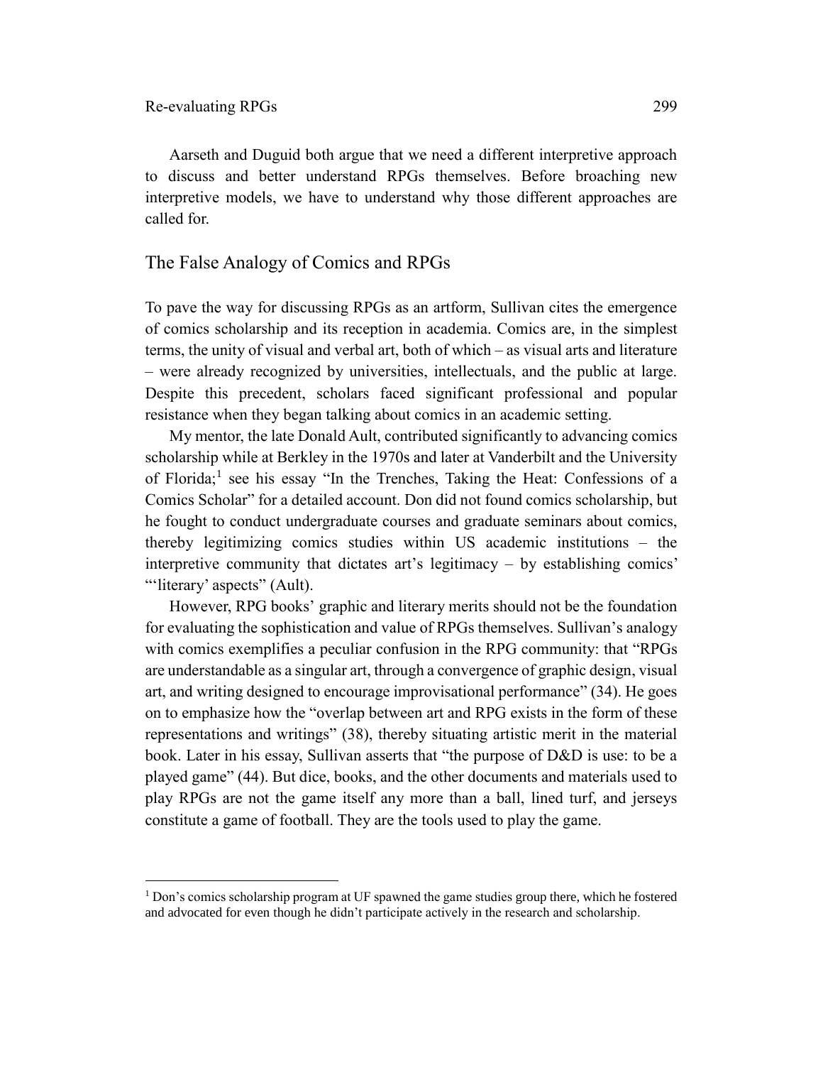Aarseth and Duguid both argue that we need a different interpretive approach to discuss and better understand RPGs themselves. Before broaching new interpretive models, we have to understand why those different approaches are called for.

## The False Analogy of Comics and RPGs

To pave the way for discussing RPGs as an artform, Sullivan cites the emergence of comics scholarship and its reception in academia. Comics are, in the simplest terms, the unity of visual and verbal art, both of which – as visual arts and literature – were already recognized by universities, intellectuals, and the public at large. Despite this precedent, scholars faced significant professional and popular resistance when they began talking about comics in an academic setting.

My mentor, the late Donald Ault, contributed significantly to advancing comics scholarship while at Berkley in the 1970s and later at Vanderbilt and the University of Florida;[1] see his essay "In the Trenches, Taking the Heat: Confessions of a Comics Scholar" for a detailed account. Don did not found comics scholarship, but he fought to conduct undergraduate courses and graduate seminars about comics, thereby legitimizing comics studies within US academic institutions – the interpretive community that dictates art's legitimacy – by establishing comics' "'literary' aspects" (Ault).

However, RPG books' graphic and literary merits should not be the foundation for evaluating the sophistication and value of RPGs themselves. Sullivan's analogy with comics exemplifies a peculiar confusion in the RPG community: that "RPGs are understandable as a singular art, through a convergence of graphic design, visual art, and writing designed to encourage improvisational performance" (34). He goes on to emphasize how the "overlap between art and RPG exists in the form of these representations and writings" (38), thereby situating artistic merit in the material book. Later in his essay, Sullivan asserts that "the purpose of D&D is use: to be a played game" (44). But dice, books, and the other documents and materials used to play RPGs are not the game itself any more than a ball, lined turf, and jerseys constitute a game of football. They are the tools used to play the game.

---

[1] Don's comics scholarship program at UF spawned the game studies group there, which he fostered and advocated for even though he didn't participate actively in the research and scholarship.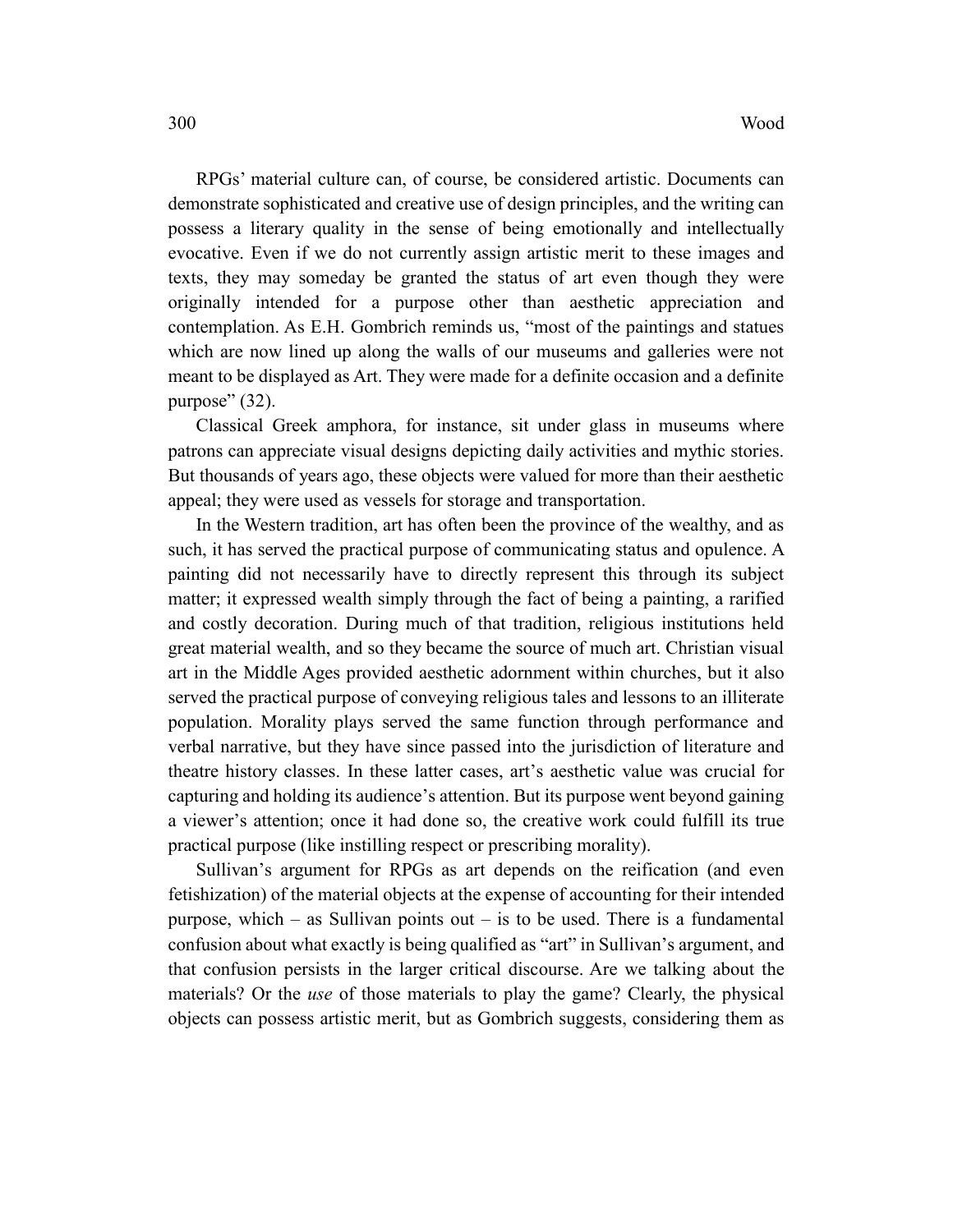RPGs' material culture can, of course, be considered artistic. Documents can demonstrate sophisticated and creative use of design principles, and the writing can possess a literary quality in the sense of being emotionally and intellectually evocative. Even if we do not currently assign artistic merit to these images and texts, they may someday be granted the status of art even though they were originally intended for a purpose other than aesthetic appreciation and contemplation. As E.H. Gombrich reminds us, "most of the paintings and statues which are now lined up along the walls of our museums and galleries were not meant to be displayed as Art. They were made for a definite occasion and a definite purpose" (32).

Classical Greek amphora, for instance, sit under glass in museums where patrons can appreciate visual designs depicting daily activities and mythic stories. But thousands of years ago, these objects were valued for more than their aesthetic appeal; they were used as vessels for storage and transportation.

In the Western tradition, art has often been the province of the wealthy, and as such, it has served the practical purpose of communicating status and opulence. A painting did not necessarily have to directly represent this through its subject matter; it expressed wealth simply through the fact of being a painting, a rarified and costly decoration. During much of that tradition, religious institutions held great material wealth, and so they became the source of much art. Christian visual art in the Middle Ages provided aesthetic adornment within churches, but it also served the practical purpose of conveying religious tales and lessons to an illiterate population. Morality plays served the same function through performance and verbal narrative, but they have since passed into the jurisdiction of literature and theatre history classes. In these latter cases, art's aesthetic value was crucial for capturing and holding its audience's attention. But its purpose went beyond gaining a viewer's attention; once it had done so, the creative work could fulfill its true practical purpose (like instilling respect or prescribing morality).

Sullivan's argument for RPGs as art depends on the reification (and even fetishization) of the material objects at the expense of accounting for their intended purpose, which – as Sullivan points out – is to be used. There is a fundamental confusion about what exactly is being qualified as "art" in Sullivan's argument, and that confusion persists in the larger critical discourse. Are we talking about the materials? Or the *use* of those materials to play the game? Clearly, the physical objects can possess artistic merit, but as Gombrich suggests, considering them as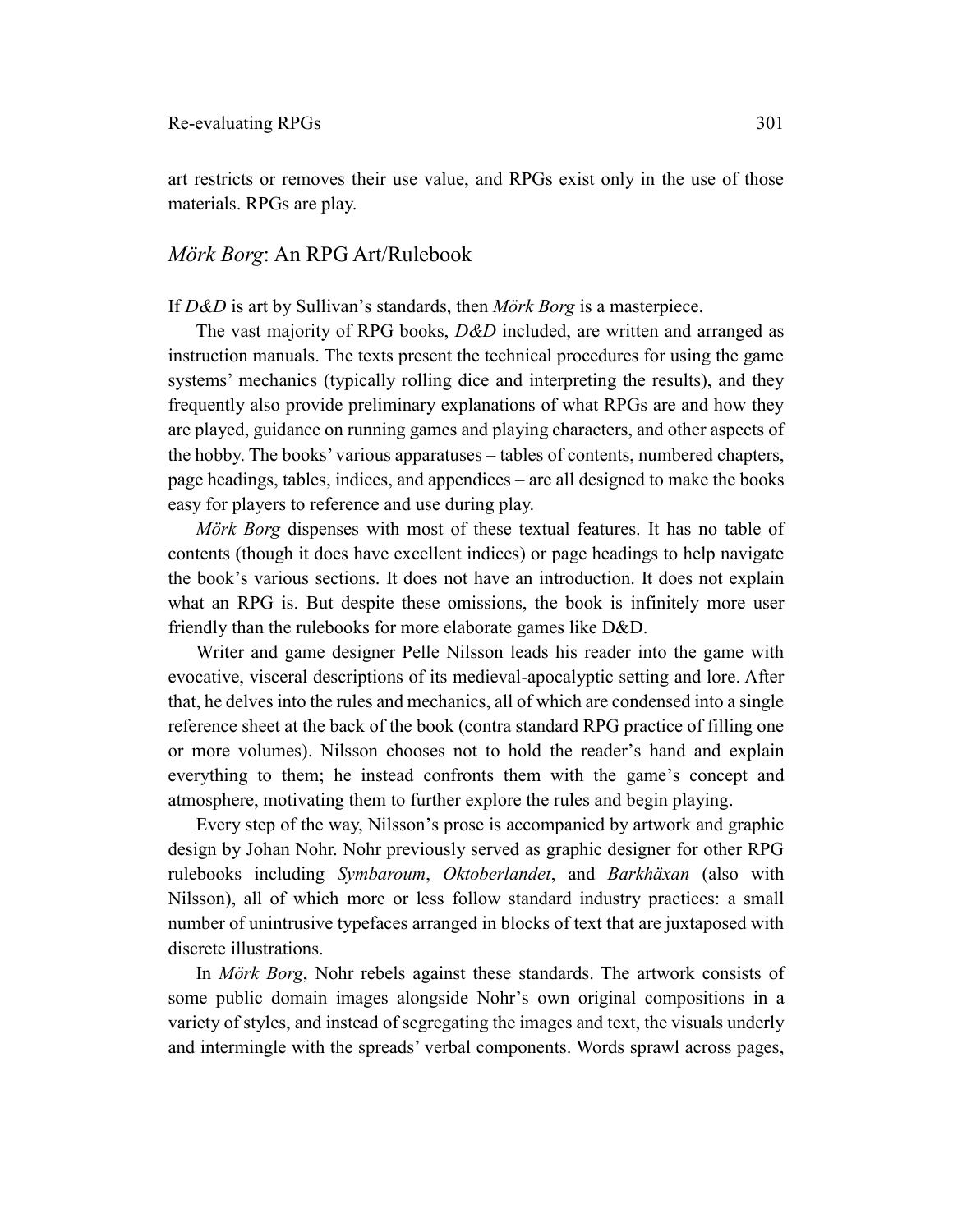art restricts or removes their use value, and RPGs exist only in the use of those materials. RPGs are play.

## *Mörk Borg*: An RPG Art/Rulebook

If *D&D* is art by Sullivan's standards, then *Mörk Borg* is a masterpiece.

The vast majority of RPG books, *D&D* included, are written and arranged as instruction manuals. The texts present the technical procedures for using the game systems' mechanics (typically rolling dice and interpreting the results), and they frequently also provide preliminary explanations of what RPGs are and how they are played, guidance on running games and playing characters, and other aspects of the hobby. The books' various apparatuses – tables of contents, numbered chapters, page headings, tables, indices, and appendices – are all designed to make the books easy for players to reference and use during play.

*Mörk Borg* dispenses with most of these textual features. It has no table of contents (though it does have excellent indices) or page headings to help navigate the book's various sections. It does not have an introduction. It does not explain what an RPG is. But despite these omissions, the book is infinitely more user friendly than the rulebooks for more elaborate games like D&D.

Writer and game designer Pelle Nilsson leads his reader into the game with evocative, visceral descriptions of its medieval-apocalyptic setting and lore. After that, he delves into the rules and mechanics, all of which are condensed into a single reference sheet at the back of the book (contra standard RPG practice of filling one or more volumes). Nilsson chooses not to hold the reader's hand and explain everything to them; he instead confronts them with the game's concept and atmosphere, motivating them to further explore the rules and begin playing.

Every step of the way, Nilsson's prose is accompanied by artwork and graphic design by Johan Nohr. Nohr previously served as graphic designer for other RPG rulebooks including *Symbaroum*, *Oktoberlandet*, and *Barkhäxan* (also with Nilsson), all of which more or less follow standard industry practices: a small number of unintrusive typefaces arranged in blocks of text that are juxtaposed with discrete illustrations.

In *Mörk Borg*, Nohr rebels against these standards. The artwork consists of some public domain images alongside Nohr's own original compositions in a variety of styles, and instead of segregating the images and text, the visuals underly and intermingle with the spreads' verbal components. Words sprawl across pages,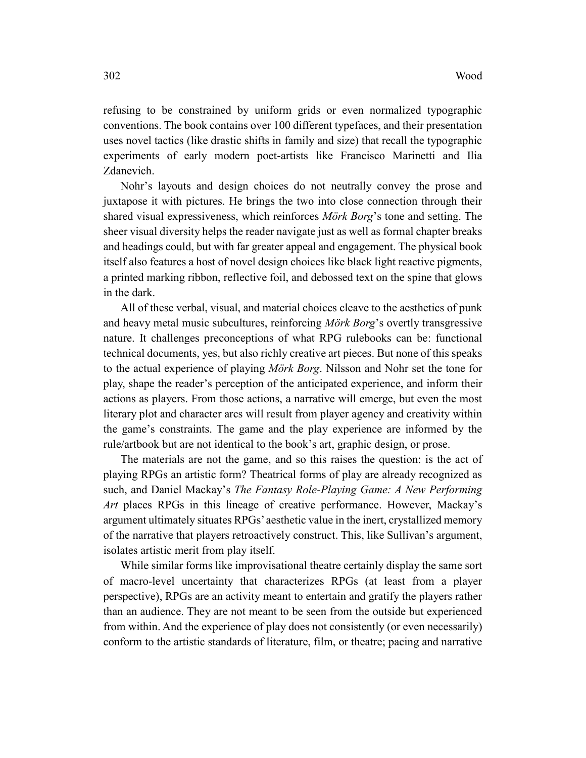refusing to be constrained by uniform grids or even normalized typographic conventions. The book contains over 100 different typefaces, and their presentation uses novel tactics (like drastic shifts in family and size) that recall the typographic experiments of early modern poet-artists like Francisco Marinetti and Ilia Zdanevich.

Nohr's layouts and design choices do not neutrally convey the prose and juxtapose it with pictures. He brings the two into close connection through their shared visual expressiveness, which reinforces *Mörk Borg*'s tone and setting. The sheer visual diversity helps the reader navigate just as well as formal chapter breaks and headings could, but with far greater appeal and engagement. The physical book itself also features a host of novel design choices like black light reactive pigments, a printed marking ribbon, reflective foil, and debossed text on the spine that glows in the dark.

All of these verbal, visual, and material choices cleave to the aesthetics of punk and heavy metal music subcultures, reinforcing *Mörk Borg*'s overtly transgressive nature. It challenges preconceptions of what RPG rulebooks can be: functional technical documents, yes, but also richly creative art pieces. But none of this speaks to the actual experience of playing *Mörk Borg*. Nilsson and Nohr set the tone for play, shape the reader's perception of the anticipated experience, and inform their actions as players. From those actions, a narrative will emerge, but even the most literary plot and character arcs will result from player agency and creativity within the game's constraints. The game and the play experience are informed by the rule/artbook but are not identical to the book's art, graphic design, or prose.

The materials are not the game, and so this raises the question: is the act of playing RPGs an artistic form? Theatrical forms of play are already recognized as such, and Daniel Mackay's *The Fantasy Role-Playing Game: A New Performing Art* places RPGs in this lineage of creative performance. However, Mackay's argument ultimately situates RPGs' aesthetic value in the inert, crystallized memory of the narrative that players retroactively construct. This, like Sullivan's argument, isolates artistic merit from play itself.

While similar forms like improvisational theatre certainly display the same sort of macro-level uncertainty that characterizes RPGs (at least from a player perspective), RPGs are an activity meant to entertain and gratify the players rather than an audience. They are not meant to be seen from the outside but experienced from within. And the experience of play does not consistently (or even necessarily) conform to the artistic standards of literature, film, or theatre; pacing and narrative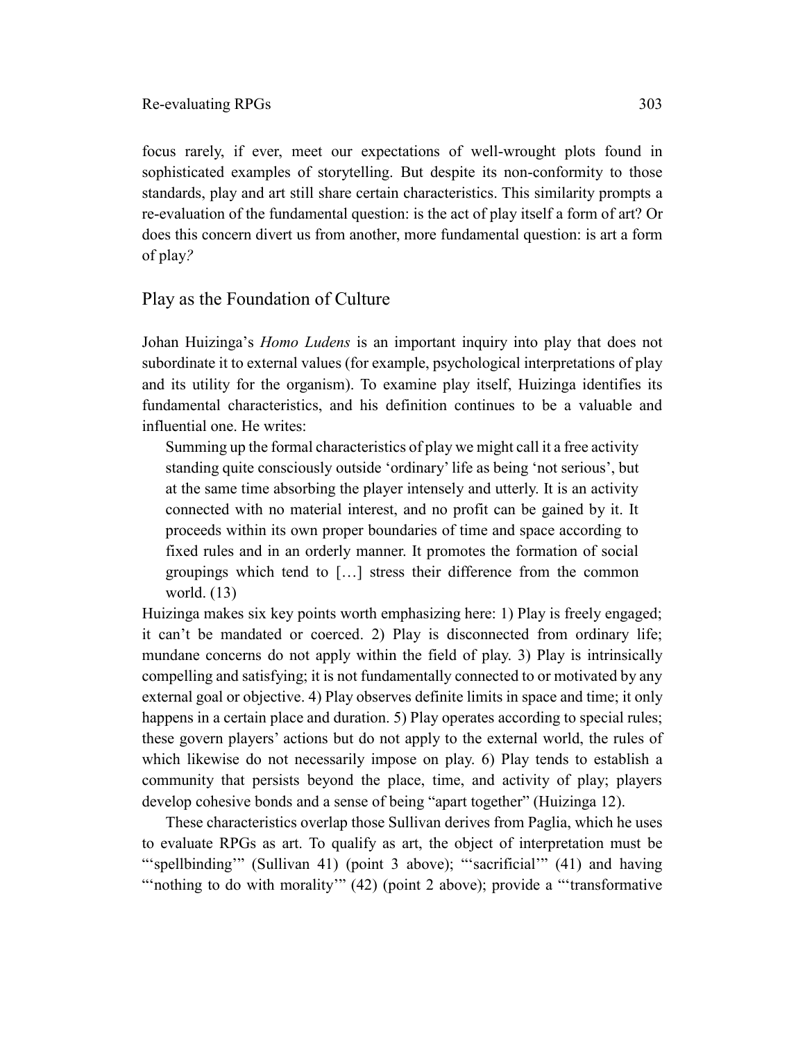focus rarely, if ever, meet our expectations of well-wrought plots found in sophisticated examples of storytelling. But despite its non-conformity to those standards, play and art still share certain characteristics. This similarity prompts a re-evaluation of the fundamental question: is the act of play itself a form of art? Or does this concern divert us from another, more fundamental question: is art a form of play*?*

## Play as the Foundation of Culture

Johan Huizinga's *Homo Ludens* is an important inquiry into play that does not subordinate it to external values (for example, psychological interpretations of play and its utility for the organism). To examine play itself, Huizinga identifies its fundamental characteristics, and his definition continues to be a valuable and influential one. He writes:

> Summing up the formal characteristics of play we might call it a free activity standing quite consciously outside 'ordinary' life as being 'not serious', but at the same time absorbing the player intensely and utterly. It is an activity connected with no material interest, and no profit can be gained by it. It proceeds within its own proper boundaries of time and space according to fixed rules and in an orderly manner. It promotes the formation of social groupings which tend to […] stress their difference from the common world. (13)

Huizinga makes six key points worth emphasizing here: 1) Play is freely engaged; it can't be mandated or coerced. 2) Play is disconnected from ordinary life; mundane concerns do not apply within the field of play. 3) Play is intrinsically compelling and satisfying; it is not fundamentally connected to or motivated by any external goal or objective. 4) Play observes definite limits in space and time; it only happens in a certain place and duration. 5) Play operates according to special rules; these govern players' actions but do not apply to the external world, the rules of which likewise do not necessarily impose on play. 6) Play tends to establish a community that persists beyond the place, time, and activity of play; players develop cohesive bonds and a sense of being "apart together" (Huizinga 12).

These characteristics overlap those Sullivan derives from Paglia, which he uses to evaluate RPGs as art. To qualify as art, the object of interpretation must be "'spellbinding'" (Sullivan 41) (point 3 above); "'sacrificial'" (41) and having "'nothing to do with morality'" (42) (point 2 above); provide a "'transformative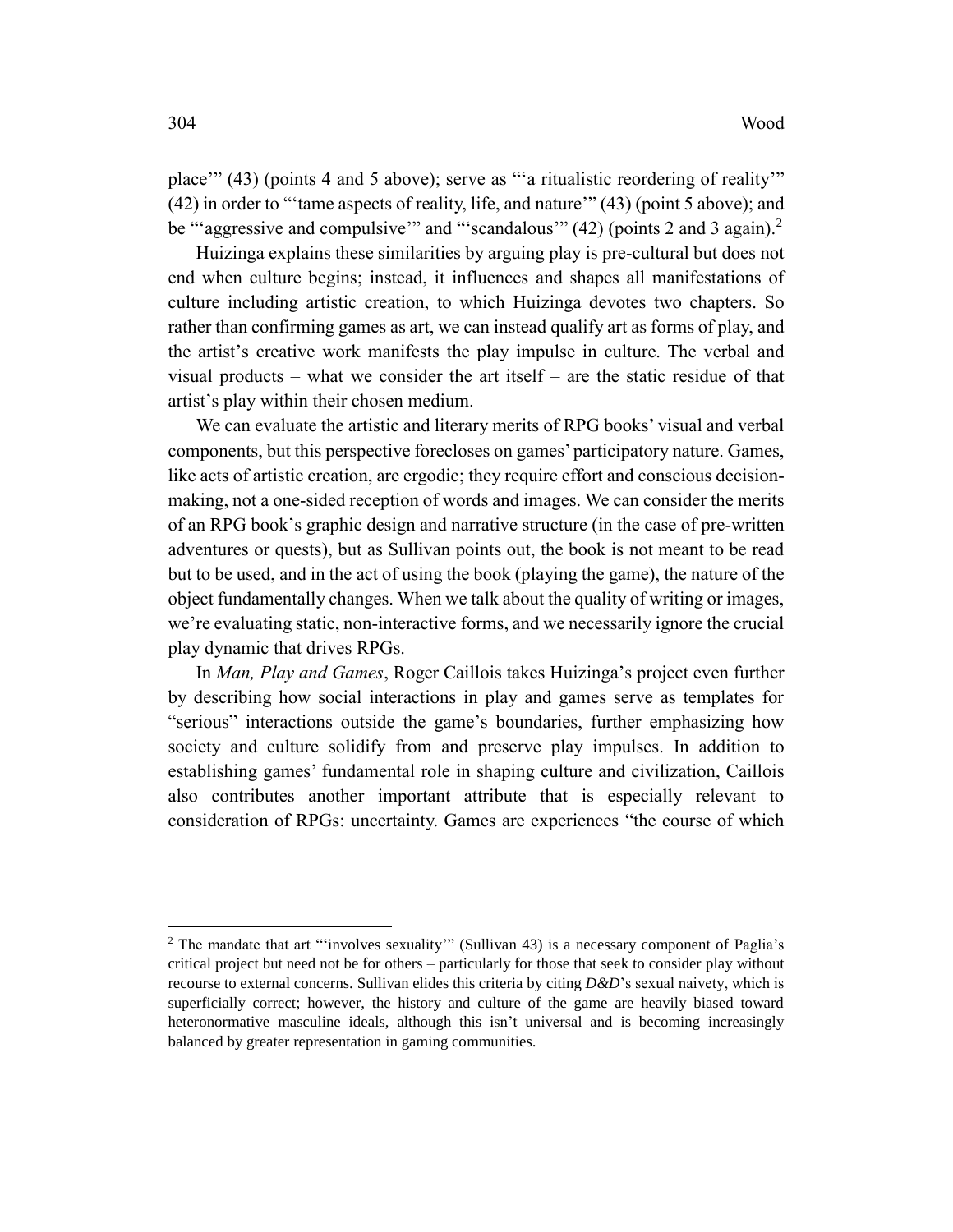place'" (43) (points 4 and 5 above); serve as "'a ritualistic reordering of reality'" (42) in order to "'tame aspects of reality, life, and nature'" (43) (point 5 above); and be "'aggressive and compulsive'" and "'scandalous'" (42) (points 2 and 3 again).[2]

Huizinga explains these similarities by arguing play is pre-cultural but does not end when culture begins; instead, it influences and shapes all manifestations of culture including artistic creation, to which Huizinga devotes two chapters. So rather than confirming games as art, we can instead qualify art as forms of play, and the artist's creative work manifests the play impulse in culture. The verbal and visual products – what we consider the art itself – are the static residue of that artist's play within their chosen medium.

We can evaluate the artistic and literary merits of RPG books' visual and verbal components, but this perspective forecloses on games' participatory nature. Games, like acts of artistic creation, are ergodic; they require effort and conscious decision-making, not a one-sided reception of words and images. We can consider the merits of an RPG book's graphic design and narrative structure (in the case of pre-written adventures or quests), but as Sullivan points out, the book is not meant to be read but to be used, and in the act of using the book (playing the game), the nature of the object fundamentally changes. When we talk about the quality of writing or images, we're evaluating static, non-interactive forms, and we necessarily ignore the crucial play dynamic that drives RPGs.

In *Man, Play and Games*, Roger Caillois takes Huizinga's project even further by describing how social interactions in play and games serve as templates for "serious" interactions outside the game's boundaries, further emphasizing how society and culture solidify from and preserve play impulses. In addition to establishing games' fundamental role in shaping culture and civilization, Caillois also contributes another important attribute that is especially relevant to consideration of RPGs: uncertainty. Games are experiences "the course of which

---

[2] The mandate that art "'involves sexuality'" (Sullivan 43) is a necessary component of Paglia's critical project but need not be for others – particularly for those that seek to consider play without recourse to external concerns. Sullivan elides this criteria by citing *D&D*'s sexual naivety, which is superficially correct; however, the history and culture of the game are heavily biased toward heteronormative masculine ideals, although this isn't universal and is becoming increasingly balanced by greater representation in gaming communities.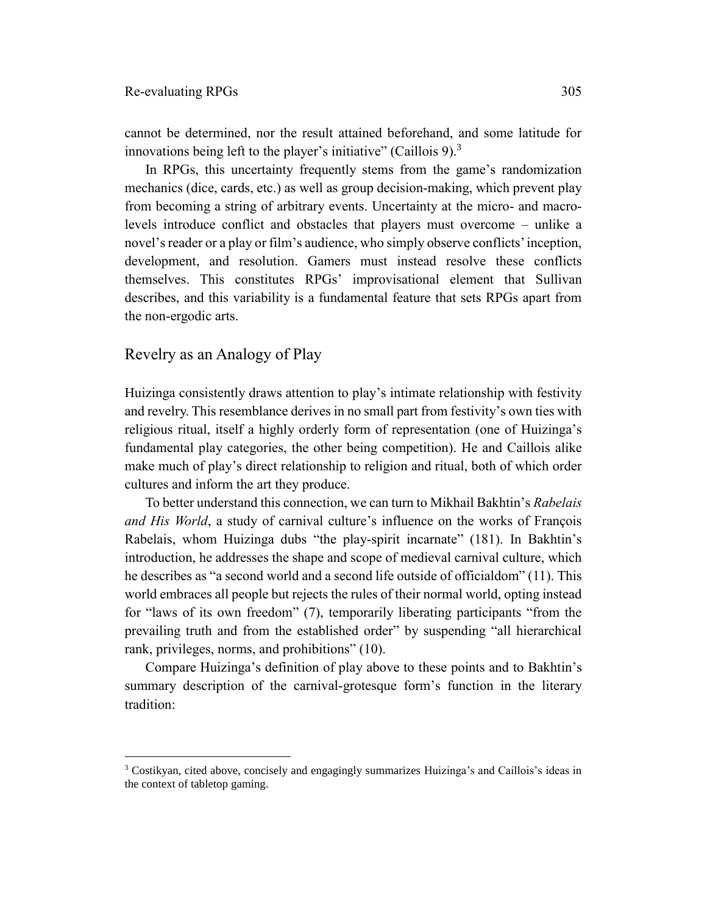cannot be determined, nor the result attained beforehand, and some latitude for innovations being left to the player's initiative" (Caillois 9).[3]

In RPGs, this uncertainty frequently stems from the game's randomization mechanics (dice, cards, etc.) as well as group decision-making, which prevent play from becoming a string of arbitrary events. Uncertainty at the micro- and macro-levels introduce conflict and obstacles that players must overcome – unlike a novel's reader or a play or film's audience, who simply observe conflicts' inception, development, and resolution. Gamers must instead resolve these conflicts themselves. This constitutes RPGs' improvisational element that Sullivan describes, and this variability is a fundamental feature that sets RPGs apart from the non-ergodic arts.

## Revelry as an Analogy of Play

Huizinga consistently draws attention to play's intimate relationship with festivity and revelry. This resemblance derives in no small part from festivity's own ties with religious ritual, itself a highly orderly form of representation (one of Huizinga's fundamental play categories, the other being competition). He and Caillois alike make much of play's direct relationship to religion and ritual, both of which order cultures and inform the art they produce.

To better understand this connection, we can turn to Mikhail Bakhtin's *Rabelais and His World*, a study of carnival culture's influence on the works of François Rabelais, whom Huizinga dubs "the play-spirit incarnate" (181). In Bakhtin's introduction, he addresses the shape and scope of medieval carnival culture, which he describes as "a second world and a second life outside of officialdom" (11). This world embraces all people but rejects the rules of their normal world, opting instead for "laws of its own freedom" (7), temporarily liberating participants "from the prevailing truth and from the established order" by suspending "all hierarchical rank, privileges, norms, and prohibitions" (10).

Compare Huizinga's definition of play above to these points and to Bakhtin's summary description of the carnival-grotesque form's function in the literary tradition:

---

[3] Costikyan, cited above, concisely and engagingly summarizes Huizinga's and Caillois's ideas in the context of tabletop gaming.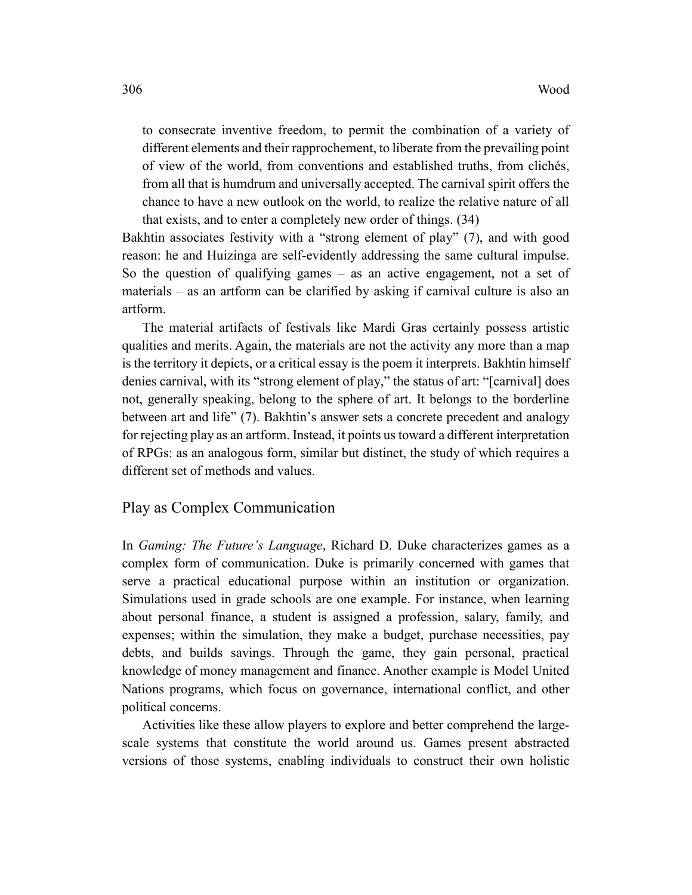> to consecrate inventive freedom, to permit the combination of a variety of different elements and their rapprochement, to liberate from the prevailing point of view of the world, from conventions and established truths, from clichés, from all that is humdrum and universally accepted. The carnival spirit offers the chance to have a new outlook on the world, to realize the relative nature of all that exists, and to enter a completely new order of things. (34)

Bakhtin associates festivity with a "strong element of play" (7), and with good reason: he and Huizinga are self-evidently addressing the same cultural impulse. So the question of qualifying games – as an active engagement, not a set of materials – as an artform can be clarified by asking if carnival culture is also an artform.

The material artifacts of festivals like Mardi Gras certainly possess artistic qualities and merits. Again, the materials are not the activity any more than a map is the territory it depicts, or a critical essay is the poem it interprets. Bakhtin himself denies carnival, with its "strong element of play," the status of art: "[carnival] does not, generally speaking, belong to the sphere of art. It belongs to the borderline between art and life" (7). Bakhtin's answer sets a concrete precedent and analogy for rejecting play as an artform. Instead, it points us toward a different interpretation of RPGs: as an analogous form, similar but distinct, the study of which requires a different set of methods and values.

## Play as Complex Communication

In *Gaming: The Future's Language*, Richard D. Duke characterizes games as a complex form of communication. Duke is primarily concerned with games that serve a practical educational purpose within an institution or organization. Simulations used in grade schools are one example. For instance, when learning about personal finance, a student is assigned a profession, salary, family, and expenses; within the simulation, they make a budget, purchase necessities, pay debts, and builds savings. Through the game, they gain personal, practical knowledge of money management and finance. Another example is Model United Nations programs, which focus on governance, international conflict, and other political concerns.

Activities like these allow players to explore and better comprehend the large-scale systems that constitute the world around us. Games present abstracted versions of those systems, enabling individuals to construct their own holistic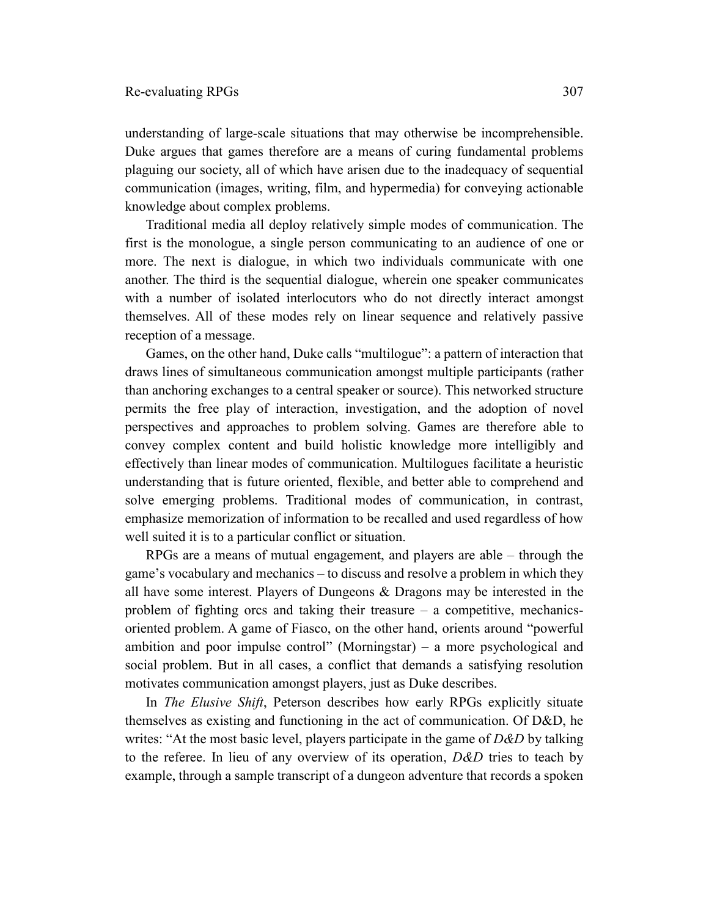understanding of large-scale situations that may otherwise be incomprehensible. Duke argues that games therefore are a means of curing fundamental problems plaguing our society, all of which have arisen due to the inadequacy of sequential communication (images, writing, film, and hypermedia) for conveying actionable knowledge about complex problems.

Traditional media all deploy relatively simple modes of communication. The first is the monologue, a single person communicating to an audience of one or more. The next is dialogue, in which two individuals communicate with one another. The third is the sequential dialogue, wherein one speaker communicates with a number of isolated interlocutors who do not directly interact amongst themselves. All of these modes rely on linear sequence and relatively passive reception of a message.

Games, on the other hand, Duke calls "multilogue": a pattern of interaction that draws lines of simultaneous communication amongst multiple participants (rather than anchoring exchanges to a central speaker or source). This networked structure permits the free play of interaction, investigation, and the adoption of novel perspectives and approaches to problem solving. Games are therefore able to convey complex content and build holistic knowledge more intelligibly and effectively than linear modes of communication. Multilogues facilitate a heuristic understanding that is future oriented, flexible, and better able to comprehend and solve emerging problems. Traditional modes of communication, in contrast, emphasize memorization of information to be recalled and used regardless of how well suited it is to a particular conflict or situation.

RPGs are a means of mutual engagement, and players are able – through the game's vocabulary and mechanics – to discuss and resolve a problem in which they all have some interest. Players of Dungeons & Dragons may be interested in the problem of fighting orcs and taking their treasure – a competitive, mechanics-oriented problem. A game of Fiasco, on the other hand, orients around "powerful ambition and poor impulse control" (Morningstar) – a more psychological and social problem. But in all cases, a conflict that demands a satisfying resolution motivates communication amongst players, just as Duke describes.

In *The Elusive Shift*, Peterson describes how early RPGs explicitly situate themselves as existing and functioning in the act of communication. Of D&D, he writes: "At the most basic level, players participate in the game of *D&D* by talking to the referee. In lieu of any overview of its operation, *D&D* tries to teach by example, through a sample transcript of a dungeon adventure that records a spoken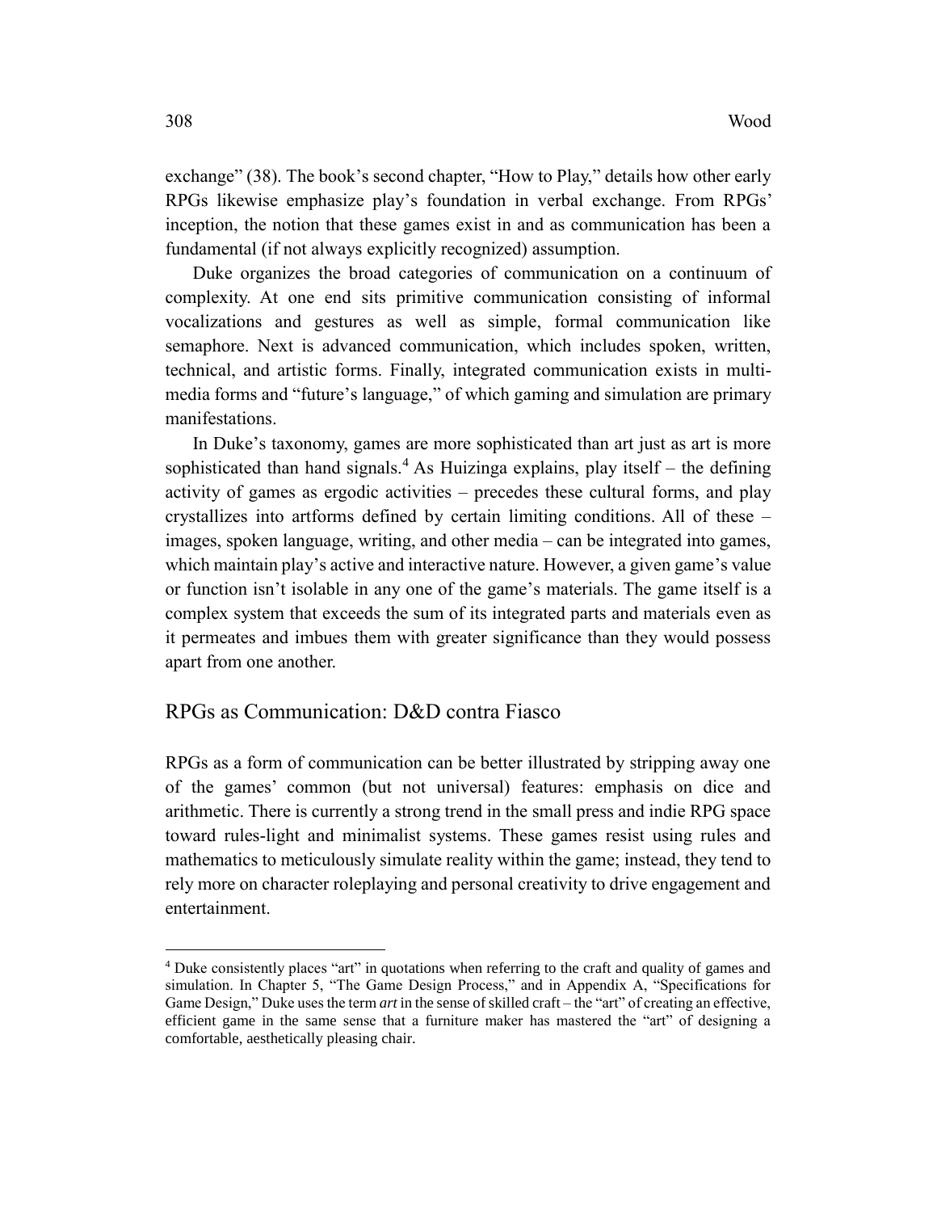exchange" (38). The book's second chapter, "How to Play," details how other early RPGs likewise emphasize play's foundation in verbal exchange. From RPGs' inception, the notion that these games exist in and as communication has been a fundamental (if not always explicitly recognized) assumption.

Duke organizes the broad categories of communication on a continuum of complexity. At one end sits primitive communication consisting of informal vocalizations and gestures as well as simple, formal communication like semaphore. Next is advanced communication, which includes spoken, written, technical, and artistic forms. Finally, integrated communication exists in multi-media forms and "future's language," of which gaming and simulation are primary manifestations.

In Duke's taxonomy, games are more sophisticated than art just as art is more sophisticated than hand signals.[4] As Huizinga explains, play itself – the defining activity of games as ergodic activities – precedes these cultural forms, and play crystallizes into artforms defined by certain limiting conditions. All of these – images, spoken language, writing, and other media – can be integrated into games, which maintain play's active and interactive nature. However, a given game's value or function isn't isolable in any one of the game's materials. The game itself is a complex system that exceeds the sum of its integrated parts and materials even as it permeates and imbues them with greater significance than they would possess apart from one another.

## RPGs as Communication: D&D contra Fiasco

RPGs as a form of communication can be better illustrated by stripping away one of the games' common (but not universal) features: emphasis on dice and arithmetic. There is currently a strong trend in the small press and indie RPG space toward rules-light and minimalist systems. These games resist using rules and mathematics to meticulously simulate reality within the game; instead, they tend to rely more on character roleplaying and personal creativity to drive engagement and entertainment.

---

[4] Duke consistently places "art" in quotations when referring to the craft and quality of games and simulation. In Chapter 5, "The Game Design Process," and in Appendix A, "Specifications for Game Design," Duke uses the term *art* in the sense of skilled craft – the "art" of creating an effective, efficient game in the same sense that a furniture maker has mastered the "art" of designing a comfortable, aesthetically pleasing chair.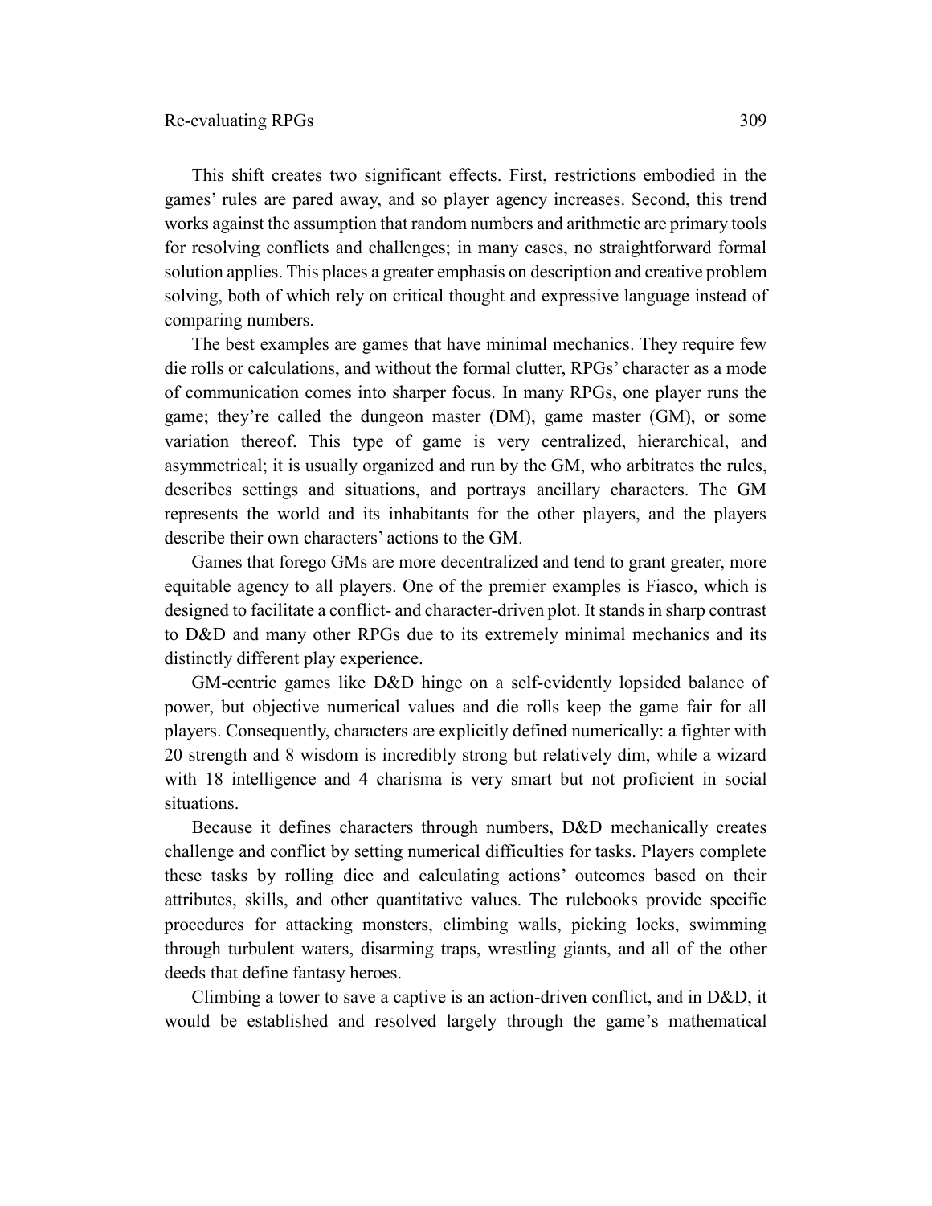This shift creates two significant effects. First, restrictions embodied in the games' rules are pared away, and so player agency increases. Second, this trend works against the assumption that random numbers and arithmetic are primary tools for resolving conflicts and challenges; in many cases, no straightforward formal solution applies. This places a greater emphasis on description and creative problem solving, both of which rely on critical thought and expressive language instead of comparing numbers.

The best examples are games that have minimal mechanics. They require few die rolls or calculations, and without the formal clutter, RPGs' character as a mode of communication comes into sharper focus. In many RPGs, one player runs the game; they're called the dungeon master (DM), game master (GM), or some variation thereof. This type of game is very centralized, hierarchical, and asymmetrical; it is usually organized and run by the GM, who arbitrates the rules, describes settings and situations, and portrays ancillary characters. The GM represents the world and its inhabitants for the other players, and the players describe their own characters' actions to the GM.

Games that forego GMs are more decentralized and tend to grant greater, more equitable agency to all players. One of the premier examples is Fiasco, which is designed to facilitate a conflict- and character-driven plot. It stands in sharp contrast to D&D and many other RPGs due to its extremely minimal mechanics and its distinctly different play experience.

GM-centric games like D&D hinge on a self-evidently lopsided balance of power, but objective numerical values and die rolls keep the game fair for all players. Consequently, characters are explicitly defined numerically: a fighter with 20 strength and 8 wisdom is incredibly strong but relatively dim, while a wizard with 18 intelligence and 4 charisma is very smart but not proficient in social situations.

Because it defines characters through numbers, D&D mechanically creates challenge and conflict by setting numerical difficulties for tasks. Players complete these tasks by rolling dice and calculating actions' outcomes based on their attributes, skills, and other quantitative values. The rulebooks provide specific procedures for attacking monsters, climbing walls, picking locks, swimming through turbulent waters, disarming traps, wrestling giants, and all of the other deeds that define fantasy heroes.

Climbing a tower to save a captive is an action-driven conflict, and in D&D, it would be established and resolved largely through the game's mathematical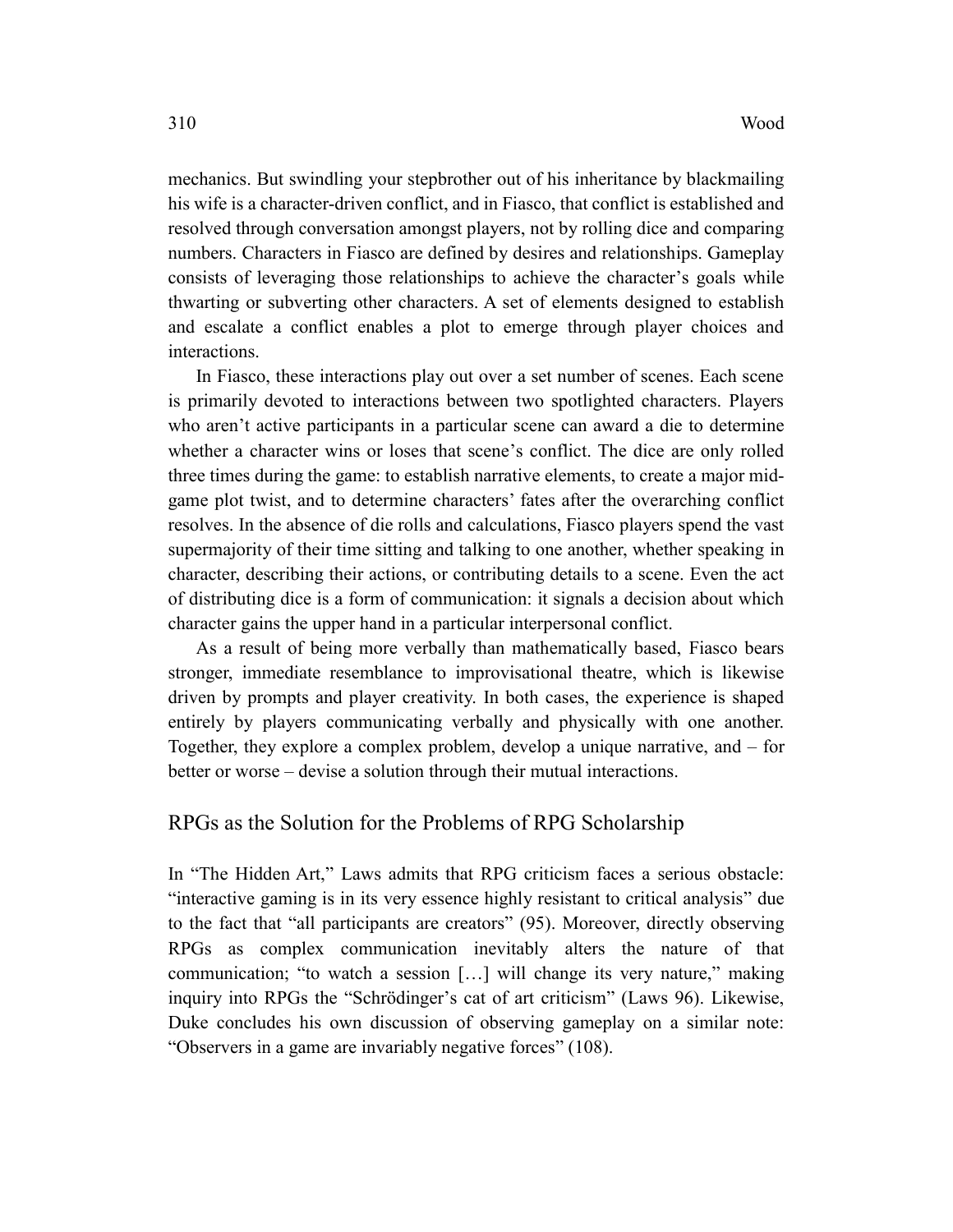mechanics. But swindling your stepbrother out of his inheritance by blackmailing his wife is a character-driven conflict, and in Fiasco, that conflict is established and resolved through conversation amongst players, not by rolling dice and comparing numbers. Characters in Fiasco are defined by desires and relationships. Gameplay consists of leveraging those relationships to achieve the character's goals while thwarting or subverting other characters. A set of elements designed to establish and escalate a conflict enables a plot to emerge through player choices and interactions.

In Fiasco, these interactions play out over a set number of scenes. Each scene is primarily devoted to interactions between two spotlighted characters. Players who aren't active participants in a particular scene can award a die to determine whether a character wins or loses that scene's conflict. The dice are only rolled three times during the game: to establish narrative elements, to create a major mid-game plot twist, and to determine characters' fates after the overarching conflict resolves. In the absence of die rolls and calculations, Fiasco players spend the vast supermajority of their time sitting and talking to one another, whether speaking in character, describing their actions, or contributing details to a scene. Even the act of distributing dice is a form of communication: it signals a decision about which character gains the upper hand in a particular interpersonal conflict.

As a result of being more verbally than mathematically based, Fiasco bears stronger, immediate resemblance to improvisational theatre, which is likewise driven by prompts and player creativity. In both cases, the experience is shaped entirely by players communicating verbally and physically with one another. Together, they explore a complex problem, develop a unique narrative, and – for better or worse – devise a solution through their mutual interactions.

## RPGs as the Solution for the Problems of RPG Scholarship

In "The Hidden Art," Laws admits that RPG criticism faces a serious obstacle: "interactive gaming is in its very essence highly resistant to critical analysis" due to the fact that "all participants are creators" (95). Moreover, directly observing RPGs as complex communication inevitably alters the nature of that communication; "to watch a session […] will change its very nature," making inquiry into RPGs the "Schrödinger's cat of art criticism" (Laws 96). Likewise, Duke concludes his own discussion of observing gameplay on a similar note: "Observers in a game are invariably negative forces" (108).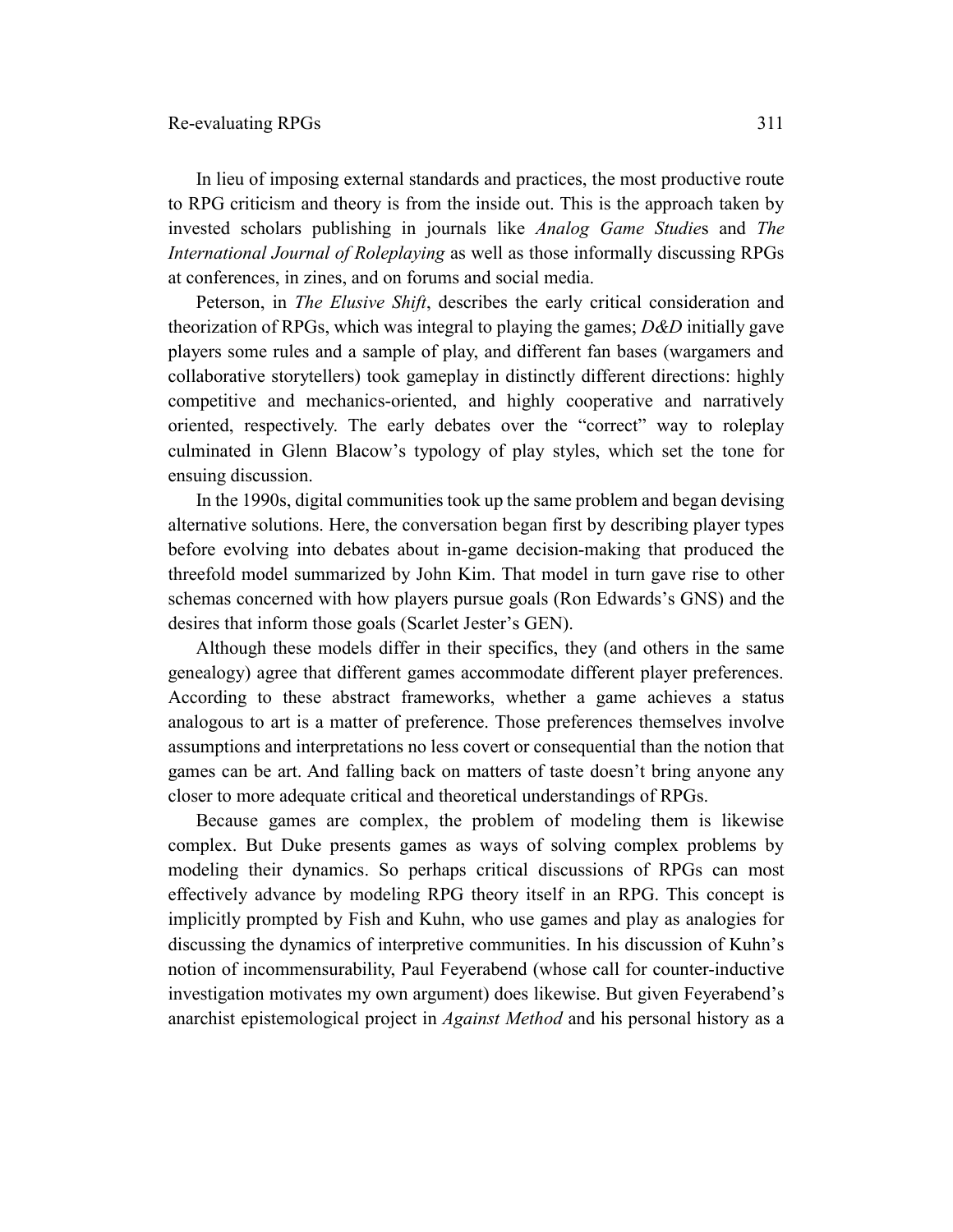In lieu of imposing external standards and practices, the most productive route to RPG criticism and theory is from the inside out. This is the approach taken by invested scholars publishing in journals like *Analog Game Studies* and *The International Journal of Roleplaying* as well as those informally discussing RPGs at conferences, in zines, and on forums and social media.

Peterson, in *The Elusive Shift*, describes the early critical consideration and theorization of RPGs, which was integral to playing the games; *D&D* initially gave players some rules and a sample of play, and different fan bases (wargamers and collaborative storytellers) took gameplay in distinctly different directions: highly competitive and mechanics-oriented, and highly cooperative and narratively oriented, respectively. The early debates over the "correct" way to roleplay culminated in Glenn Blacow's typology of play styles, which set the tone for ensuing discussion.

In the 1990s, digital communities took up the same problem and began devising alternative solutions. Here, the conversation began first by describing player types before evolving into debates about in-game decision-making that produced the threefold model summarized by John Kim. That model in turn gave rise to other schemas concerned with how players pursue goals (Ron Edwards's GNS) and the desires that inform those goals (Scarlet Jester's GEN).

Although these models differ in their specifics, they (and others in the same genealogy) agree that different games accommodate different player preferences. According to these abstract frameworks, whether a game achieves a status analogous to art is a matter of preference. Those preferences themselves involve assumptions and interpretations no less covert or consequential than the notion that games can be art. And falling back on matters of taste doesn't bring anyone any closer to more adequate critical and theoretical understandings of RPGs.

Because games are complex, the problem of modeling them is likewise complex. But Duke presents games as ways of solving complex problems by modeling their dynamics. So perhaps critical discussions of RPGs can most effectively advance by modeling RPG theory itself in an RPG. This concept is implicitly prompted by Fish and Kuhn, who use games and play as analogies for discussing the dynamics of interpretive communities. In his discussion of Kuhn's notion of incommensurability, Paul Feyerabend (whose call for counter-inductive investigation motivates my own argument) does likewise. But given Feyerabend's anarchist epistemological project in *Against Method* and his personal history as a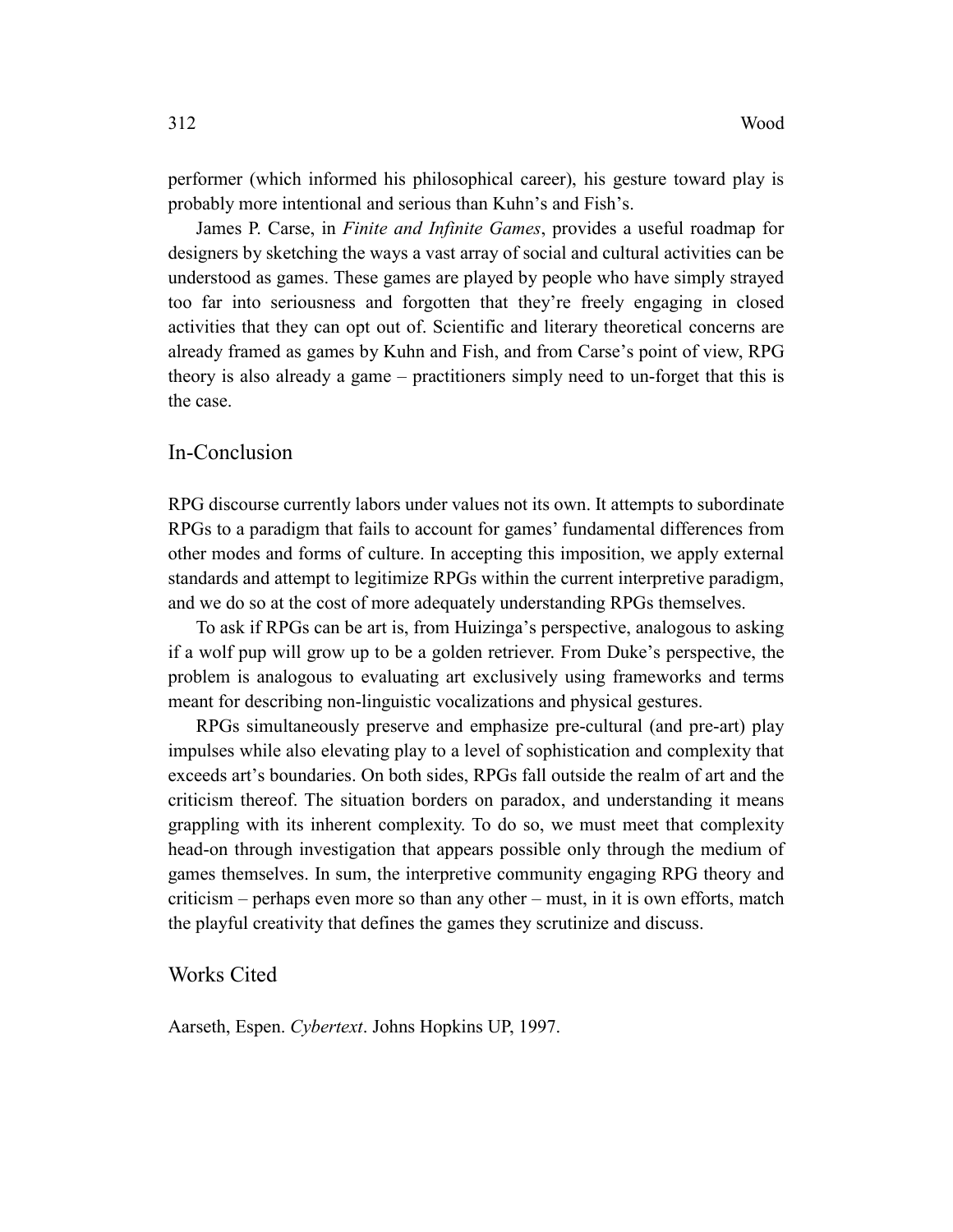performer (which informed his philosophical career), his gesture toward play is probably more intentional and serious than Kuhn's and Fish's.

James P. Carse, in *Finite and Infinite Games*, provides a useful roadmap for designers by sketching the ways a vast array of social and cultural activities can be understood as games. These games are played by people who have simply strayed too far into seriousness and forgotten that they're freely engaging in closed activities that they can opt out of. Scientific and literary theoretical concerns are already framed as games by Kuhn and Fish, and from Carse's point of view, RPG theory is also already a game – practitioners simply need to un-forget that this is the case.

## In-Conclusion

RPG discourse currently labors under values not its own. It attempts to subordinate RPGs to a paradigm that fails to account for games' fundamental differences from other modes and forms of culture. In accepting this imposition, we apply external standards and attempt to legitimize RPGs within the current interpretive paradigm, and we do so at the cost of more adequately understanding RPGs themselves.

To ask if RPGs can be art is, from Huizinga's perspective, analogous to asking if a wolf pup will grow up to be a golden retriever. From Duke's perspective, the problem is analogous to evaluating art exclusively using frameworks and terms meant for describing non-linguistic vocalizations and physical gestures.

RPGs simultaneously preserve and emphasize pre-cultural (and pre-art) play impulses while also elevating play to a level of sophistication and complexity that exceeds art's boundaries. On both sides, RPGs fall outside the realm of art and the criticism thereof. The situation borders on paradox, and understanding it means grappling with its inherent complexity. To do so, we must meet that complexity head-on through investigation that appears possible only through the medium of games themselves. In sum, the interpretive community engaging RPG theory and criticism – perhaps even more so than any other – must, in it is own efforts, match the playful creativity that defines the games they scrutinize and discuss.

## Works Cited

Aarseth, Espen. *Cybertext*. Johns Hopkins UP, 1997.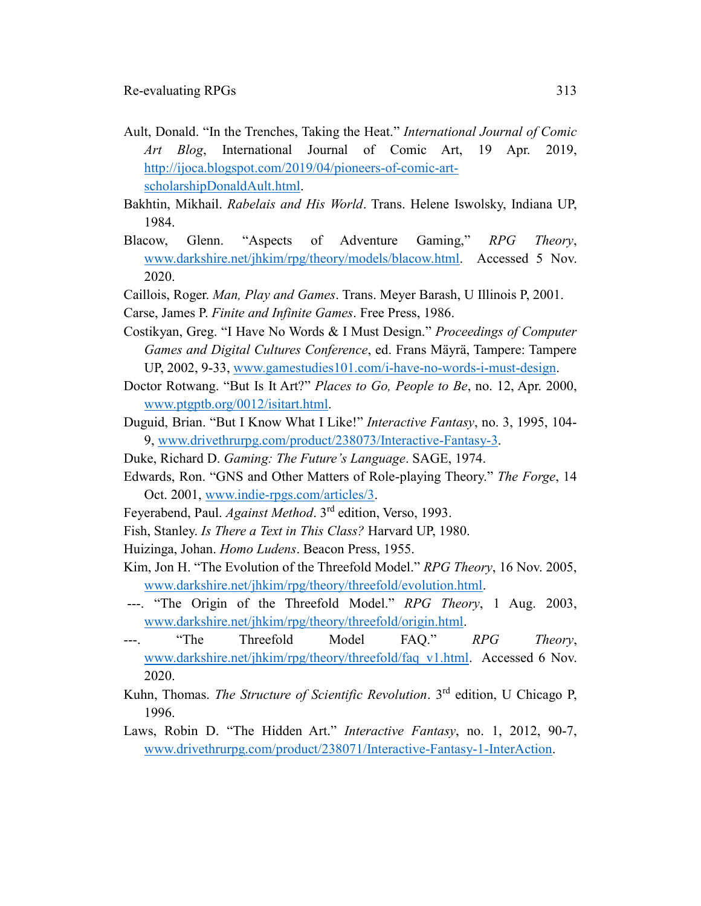Ault, Donald. "In the Trenches, Taking the Heat." *International Journal of Comic Art Blog*, International Journal of Comic Art, 19 Apr. 2019, http://ijoca.blogspot.com/2019/04/pioneers-of-comic-art-scholarshipDonaldAult.html.

Bakhtin, Mikhail. *Rabelais and His World*. Trans. Helene Iswolsky, Indiana UP, 1984.

Blacow, Glenn. "Aspects of Adventure Gaming," *RPG Theory*, www.darkshire.net/jhkim/rpg/theory/models/blacow.html. Accessed 5 Nov. 2020.

Caillois, Roger. *Man, Play and Games*. Trans. Meyer Barash, U Illinois P, 2001.

Carse, James P. *Finite and Infinite Games*. Free Press, 1986.

Costikyan, Greg. "I Have No Words & I Must Design." *Proceedings of Computer Games and Digital Cultures Conference*, ed. Frans Mäyrä, Tampere: Tampere UP, 2002, 9-33, www.gamestudies101.com/i-have-no-words-i-must-design.

Doctor Rotwang. "But Is It Art?" *Places to Go, People to Be*, no. 12, Apr. 2000, www.ptgptb.org/0012/isitart.html.

Duguid, Brian. "But I Know What I Like!" *Interactive Fantasy*, no. 3, 1995, 104-9, www.drivethrurpg.com/product/238073/Interactive-Fantasy-3.

Duke, Richard D. *Gaming: The Future's Language*. SAGE, 1974.

Edwards, Ron. "GNS and Other Matters of Role-playing Theory." *The Forge*, 14 Oct. 2001, www.indie-rpgs.com/articles/3.

Feyerabend, Paul. *Against Method*. 3rd edition, Verso, 1993.

Fish, Stanley. *Is There a Text in This Class?* Harvard UP, 1980.

Huizinga, Johan. *Homo Ludens*. Beacon Press, 1955.

Kim, Jon H. "The Evolution of the Threefold Model." *RPG Theory*, 16 Nov. 2005, www.darkshire.net/jhkim/rpg/theory/threefold/evolution.html.

---. "The Origin of the Threefold Model." *RPG Theory*, 1 Aug. 2003, www.darkshire.net/jhkim/rpg/theory/threefold/origin.html.

---. "The Threefold Model FAQ." *RPG Theory*, www.darkshire.net/jhkim/rpg/theory/threefold/faq_v1.html. Accessed 6 Nov. 2020.

Kuhn, Thomas. *The Structure of Scientific Revolution*. 3rd edition, U Chicago P, 1996.

Laws, Robin D. "The Hidden Art." *Interactive Fantasy*, no. 1, 2012, 90-7, www.drivethrurpg.com/product/238071/Interactive-Fantasy-1-InterAction.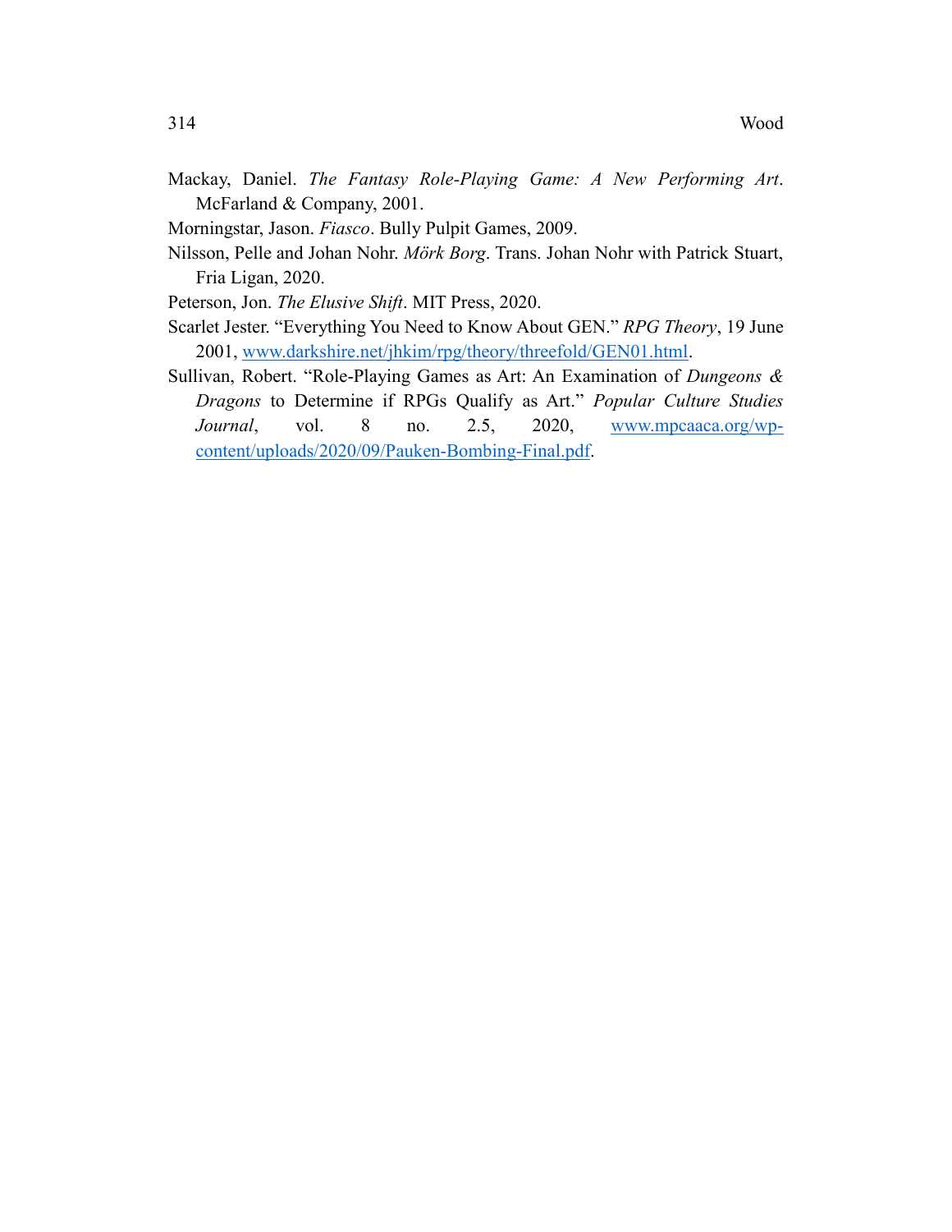Mackay, Daniel. *The Fantasy Role-Playing Game: A New Performing Art*. McFarland & Company, 2001.

Morningstar, Jason. *Fiasco*. Bully Pulpit Games, 2009.

Nilsson, Pelle and Johan Nohr. *Mörk Borg*. Trans. Johan Nohr with Patrick Stuart, Fria Ligan, 2020.

Peterson, Jon. *The Elusive Shift*. MIT Press, 2020.

Scarlet Jester. "Everything You Need to Know About GEN." *RPG Theory*, 19 June 2001, [www.darkshire.net/jhkim/rpg/theory/threefold/GEN01.html](www.darkshire.net/jhkim/rpg/theory/threefold/GEN01.html).

Sullivan, Robert. "Role-Playing Games as Art: An Examination of *Dungeons & Dragons* to Determine if RPGs Qualify as Art." *Popular Culture Studies Journal*, vol. 8 no. 2.5, 2020, [www.mpcaaca.org/wp-content/uploads/2020/09/Pauken-Bombing-Final.pdf](www.mpcaaca.org/wp-content/uploads/2020/09/Pauken-Bombing-Final.pdf).